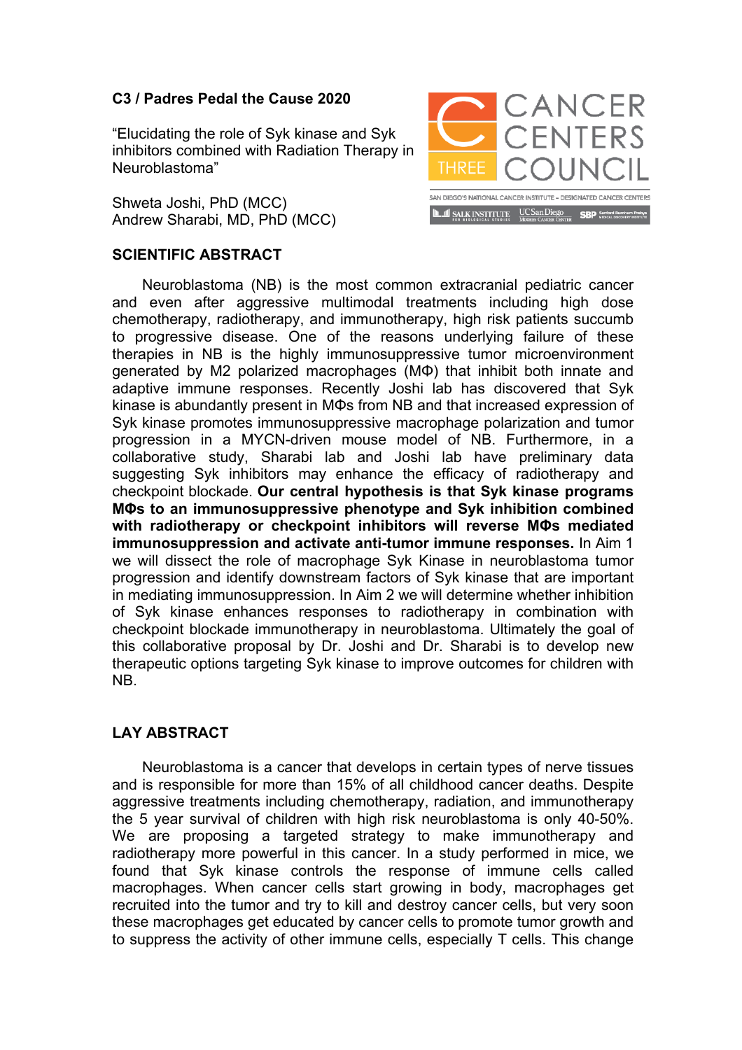**C3 / Padres Pedal the Cause 2020**

"Elucidating the role of Syk kinase and Syk inhibitors combined with Radiation Therapy in Neuroblastoma"

Shweta Joshi, PhD (MCC)
Andrew Sharabi, MD, PhD (MCC)

## SCIENTIFIC ABSTRACT

Neuroblastoma (NB) is the most common extracranial pediatric cancer and even after aggressive multimodal treatments including high dose chemotherapy, radiotherapy, and immunotherapy, high risk patients succumb to progressive disease. One of the reasons underlying failure of these therapies in NB is the highly immunosuppressive tumor microenvironment generated by M2 polarized macrophages (MΦ) that inhibit both innate and adaptive immune responses. Recently Joshi lab has discovered that Syk kinase is abundantly present in MΦs from NB and that increased expression of Syk kinase promotes immunosuppressive macrophage polarization and tumor progression in a MYCN-driven mouse model of NB. Furthermore, in a collaborative study, Sharabi lab and Joshi lab have preliminary data suggesting Syk inhibitors may enhance the efficacy of radiotherapy and checkpoint blockade. **Our central hypothesis is that Syk kinase programs MΦs to an immunosuppressive phenotype and Syk inhibition combined with radiotherapy or checkpoint inhibitors will reverse MΦs mediated immunosuppression and activate anti-tumor immune responses.** In Aim 1 we will dissect the role of macrophage Syk Kinase in neuroblastoma tumor progression and identify downstream factors of Syk kinase that are important in mediating immunosuppression. In Aim 2 we will determine whether inhibition of Syk kinase enhances responses to radiotherapy in combination with checkpoint blockade immunotherapy in neuroblastoma. Ultimately the goal of this collaborative proposal by Dr. Joshi and Dr. Sharabi is to develop new therapeutic options targeting Syk kinase to improve outcomes for children with NB.

## LAY ABSTRACT

Neuroblastoma is a cancer that develops in certain types of nerve tissues and is responsible for more than 15% of all childhood cancer deaths. Despite aggressive treatments including chemotherapy, radiation, and immunotherapy the 5 year survival of children with high risk neuroblastoma is only 40-50%. We are proposing a targeted strategy to make immunotherapy and radiotherapy more powerful in this cancer. In a study performed in mice, we found that Syk kinase controls the response of immune cells called macrophages. When cancer cells start growing in body, macrophages get recruited into the tumor and try to kill and destroy cancer cells, but very soon these macrophages get educated by cancer cells to promote tumor growth and to suppress the activity of other immune cells, especially T cells. This change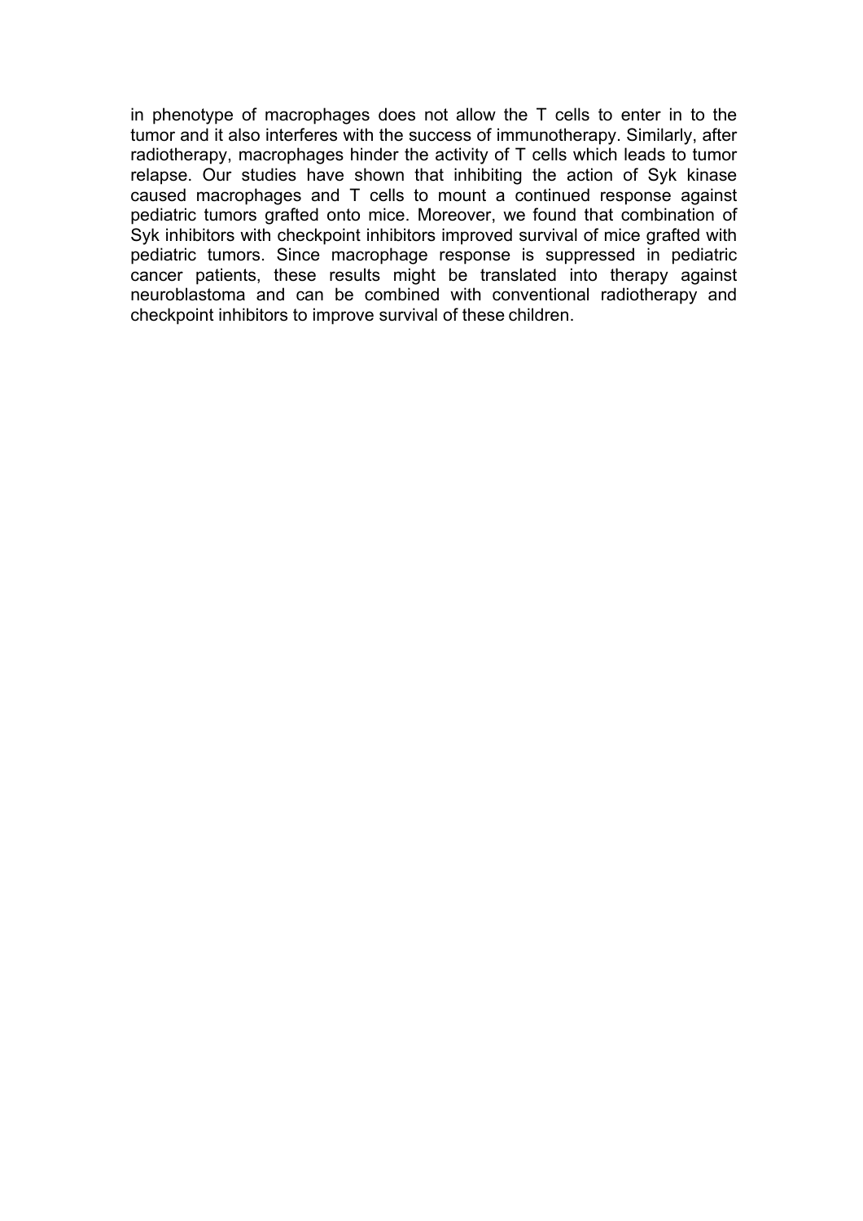in phenotype of macrophages does not allow the T cells to enter in to the tumor and it also interferes with the success of immunotherapy. Similarly, after radiotherapy, macrophages hinder the activity of T cells which leads to tumor relapse. Our studies have shown that inhibiting the action of Syk kinase caused macrophages and T cells to mount a continued response against pediatric tumors grafted onto mice. Moreover, we found that combination of Syk inhibitors with checkpoint inhibitors improved survival of mice grafted with pediatric tumors. Since macrophage response is suppressed in pediatric cancer patients, these results might be translated into therapy against neuroblastoma and can be combined with conventional radiotherapy and checkpoint inhibitors to improve survival of these children.